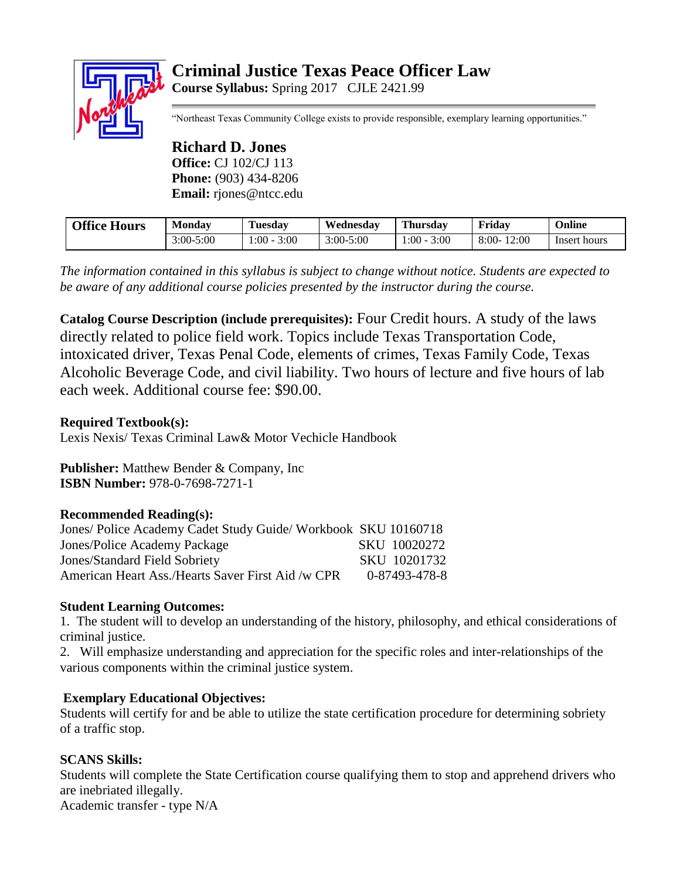# Criminal Justice Texas Peace Officer Law

**Course Syllabus:** Spring 2017 CJLE 2421.99

"Northeast Texas Community College exists to provide responsible, exemplary learning opportunities."

**Richard D. Jones**
**Office:** CJ 102/CJ 113
**Phone:** (903) 434-8206
**Email:** rjones@ntcc.edu

| Office Hours | Monday | Tuesday | Wednesday | Thursday | Friday | Online |
|---|---|---|---|---|---|---|
| | 3:00-5:00 | 1:00 - 3:00 | 3:00-5:00 | 1:00 - 3:00 | 8:00- 12:00 | Insert hours |

*The information contained in this syllabus is subject to change without notice. Students are expected to be aware of any additional course policies presented by the instructor during the course.*

**Catalog Course Description (include prerequisites):** Four Credit hours. A study of the laws directly related to police field work. Topics include Texas Transportation Code, intoxicated driver, Texas Penal Code, elements of crimes, Texas Family Code, Texas Alcoholic Beverage Code, and civil liability. Two hours of lecture and five hours of lab each week. Additional course fee: $90.00.

**Required Textbook(s):**
Lexis Nexis/ Texas Criminal Law& Motor Vechicle Handbook

**Publisher:** Matthew Bender & Company, Inc
**ISBN Number:** 978-0-7698-7271-1

**Recommended Reading(s):**
Jones/ Police Academy Cadet Study Guide/ Workbook SKU 10160718
Jones/Police Academy Package SKU 10020272
Jones/Standard Field Sobriety SKU 10201732
American Heart Ass./Hearts Saver First Aid /w CPR 0-87493-478-8

**Student Learning Outcomes:**
1. The student will to develop an understanding of the history, philosophy, and ethical considerations of criminal justice.
2. Will emphasize understanding and appreciation for the specific roles and inter-relationships of the various components within the criminal justice system.

**Exemplary Educational Objectives:**
Students will certify for and be able to utilize the state certification procedure for determining sobriety of a traffic stop.

**SCANS Skills:**
Students will complete the State Certification course qualifying them to stop and apprehend drivers who are inebriated illegally.
Academic transfer - type N/A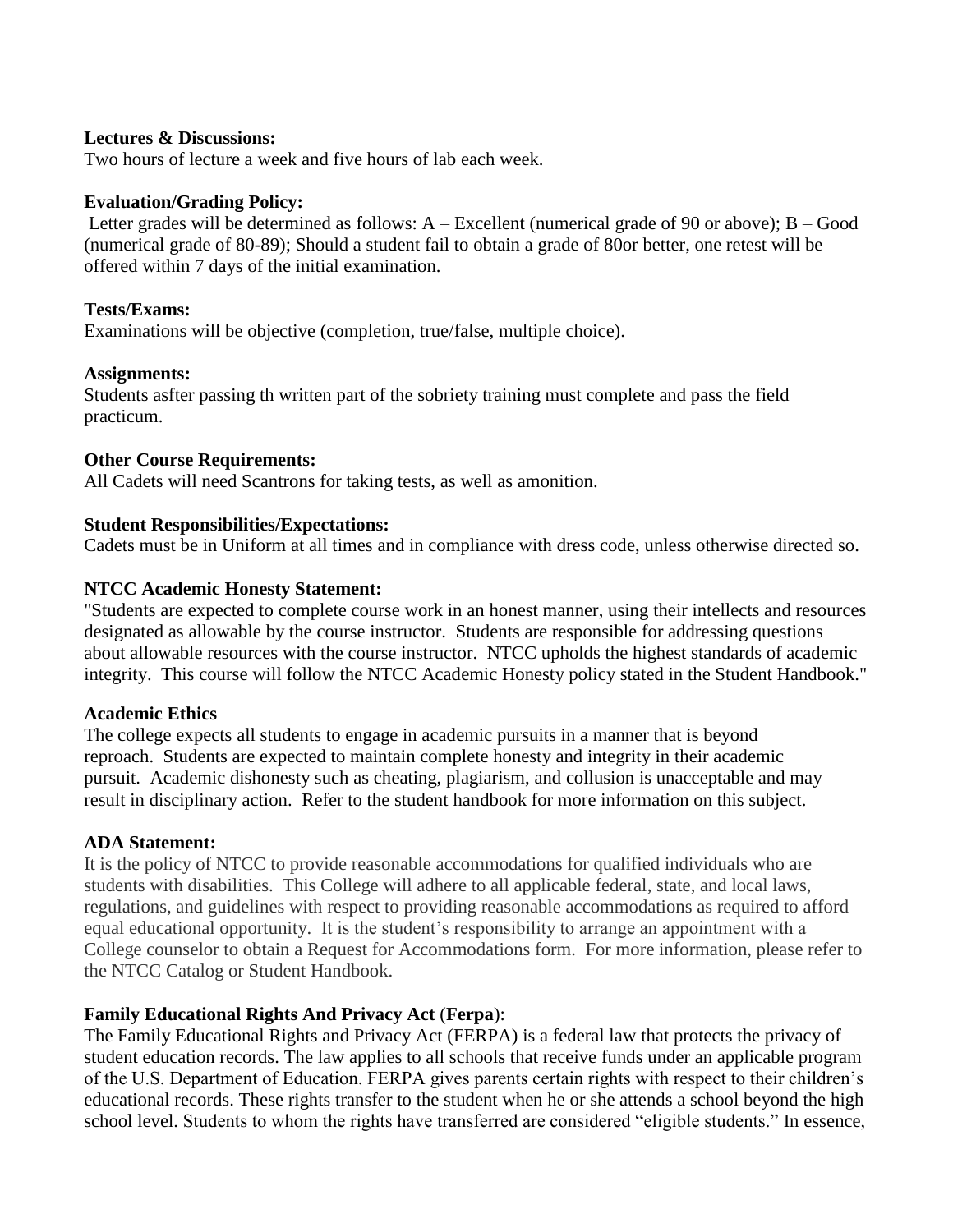**Lectures & Discussions:**
Two hours of lecture a week and five hours of lab each week.

**Evaluation/Grading Policy:**
Letter grades will be determined as follows: A – Excellent (numerical grade of 90 or above); B – Good (numerical grade of 80-89); Should a student fail to obtain a grade of 80or better, one retest will be offered within 7 days of the initial examination.

**Tests/Exams:**
Examinations will be objective (completion, true/false, multiple choice).

**Assignments:**
Students asfter passing th written part of the sobriety training must complete and pass the field practicum.

**Other Course Requirements:**
All Cadets will need Scantrons for taking tests, as well as amonition.

**Student Responsibilities/Expectations:**
Cadets must be in Uniform at all times and in compliance with dress code, unless otherwise directed so.

**NTCC Academic Honesty Statement:**
"Students are expected to complete course work in an honest manner, using their intellects and resources designated as allowable by the course instructor. Students are responsible for addressing questions about allowable resources with the course instructor. NTCC upholds the highest standards of academic integrity. This course will follow the NTCC Academic Honesty policy stated in the Student Handbook."

**Academic Ethics**
The college expects all students to engage in academic pursuits in a manner that is beyond reproach. Students are expected to maintain complete honesty and integrity in their academic pursuit. Academic dishonesty such as cheating, plagiarism, and collusion is unacceptable and may result in disciplinary action. Refer to the student handbook for more information on this subject.

**ADA Statement:**
It is the policy of NTCC to provide reasonable accommodations for qualified individuals who are students with disabilities. This College will adhere to all applicable federal, state, and local laws, regulations, and guidelines with respect to providing reasonable accommodations as required to afford equal educational opportunity. It is the student's responsibility to arrange an appointment with a College counselor to obtain a Request for Accommodations form. For more information, please refer to the NTCC Catalog or Student Handbook.

**Family Educational Rights And Privacy Act** (**Ferpa**):
The Family Educational Rights and Privacy Act (FERPA) is a federal law that protects the privacy of student education records. The law applies to all schools that receive funds under an applicable program of the U.S. Department of Education. FERPA gives parents certain rights with respect to their children's educational records. These rights transfer to the student when he or she attends a school beyond the high school level. Students to whom the rights have transferred are considered "eligible students." In essence,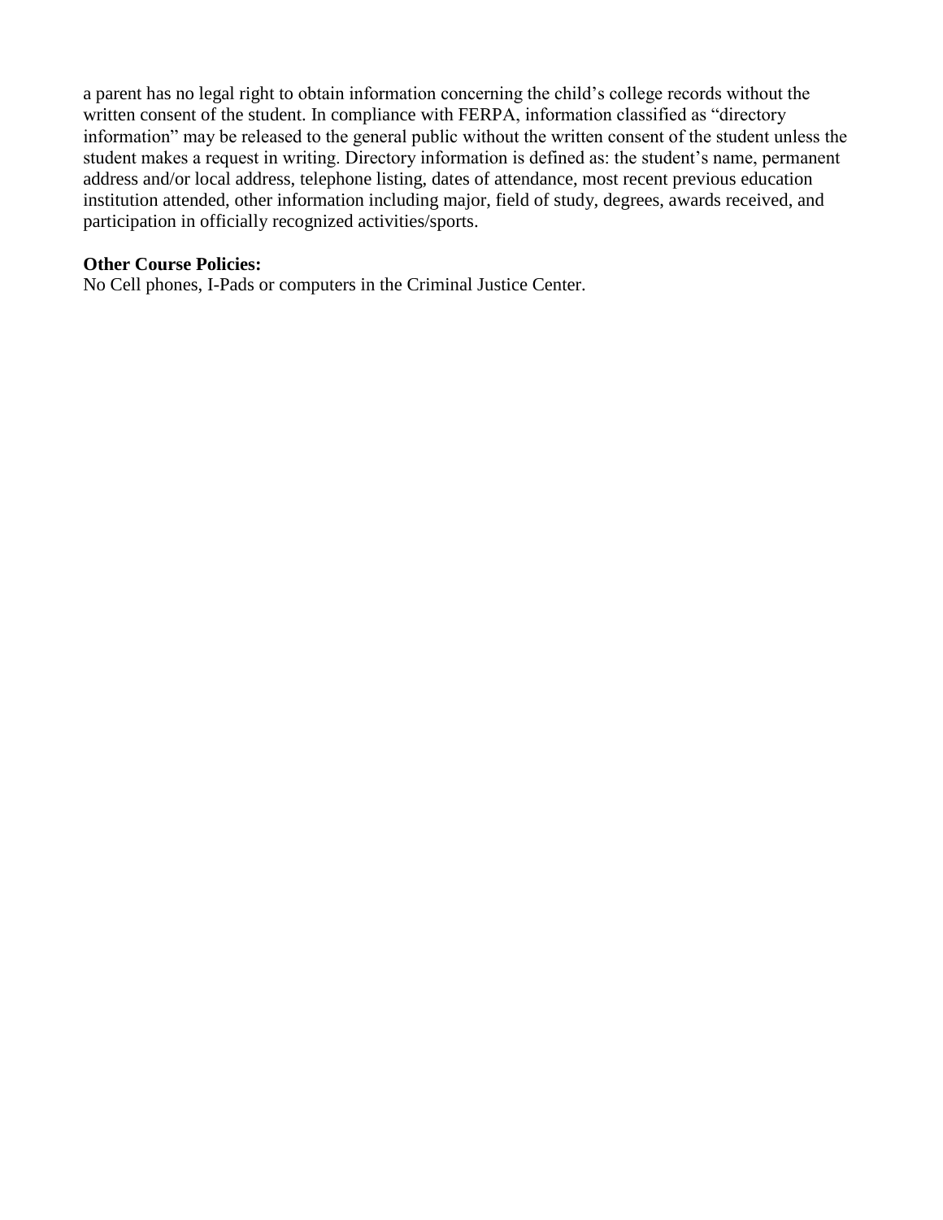a parent has no legal right to obtain information concerning the child's college records without the written consent of the student. In compliance with FERPA, information classified as "directory information" may be released to the general public without the written consent of the student unless the student makes a request in writing. Directory information is defined as: the student's name, permanent address and/or local address, telephone listing, dates of attendance, most recent previous education institution attended, other information including major, field of study, degrees, awards received, and participation in officially recognized activities/sports.

**Other Course Policies:**
No Cell phones, I-Pads or computers in the Criminal Justice Center.